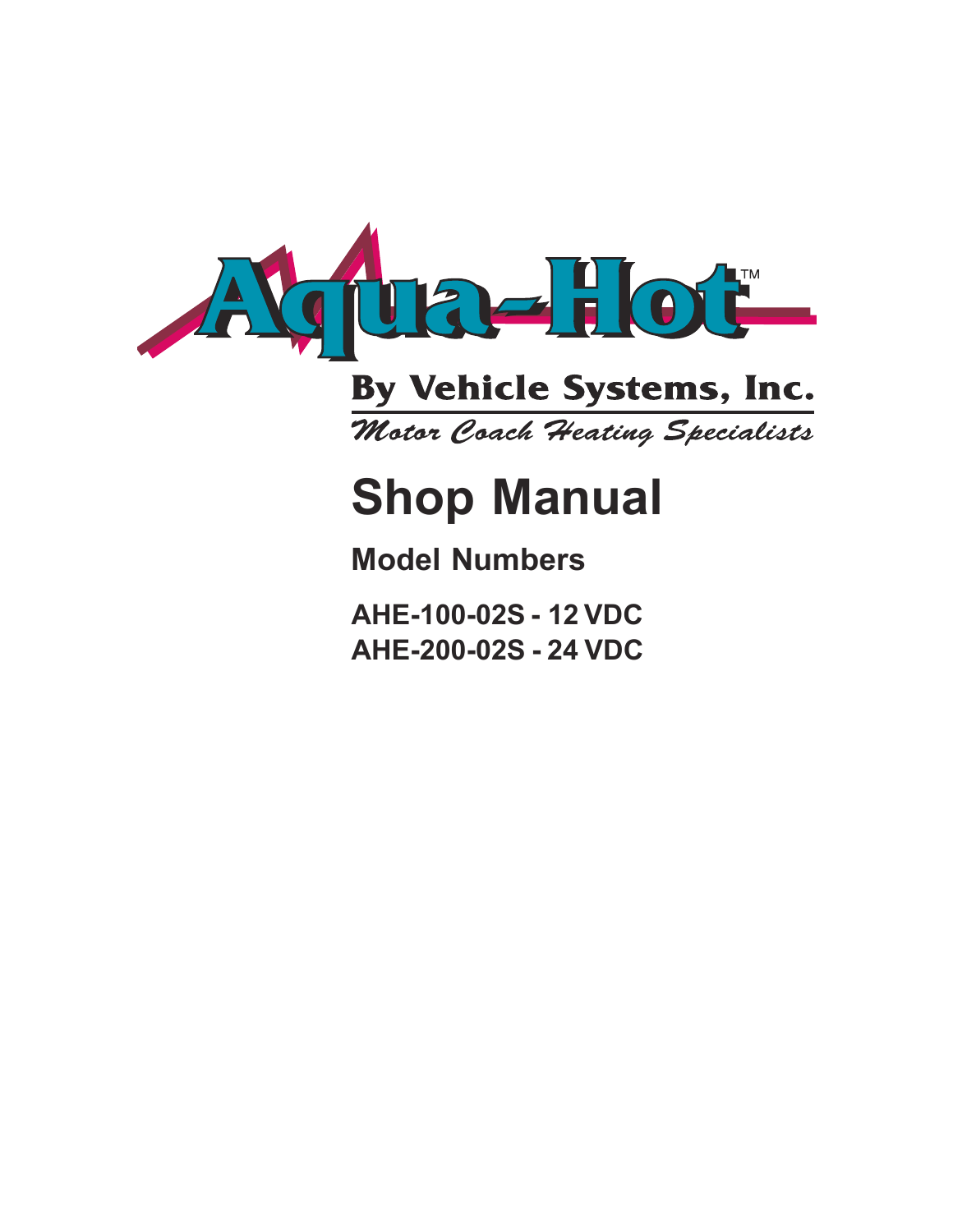# Aqua-Hot™

**By Vehicle Systems, Inc.**

*Motor Coach Heating Specialists*

# Shop Manual

## Model Numbers

**AHE-100-02S - 12 VDC**
**AHE-200-02S - 24 VDC**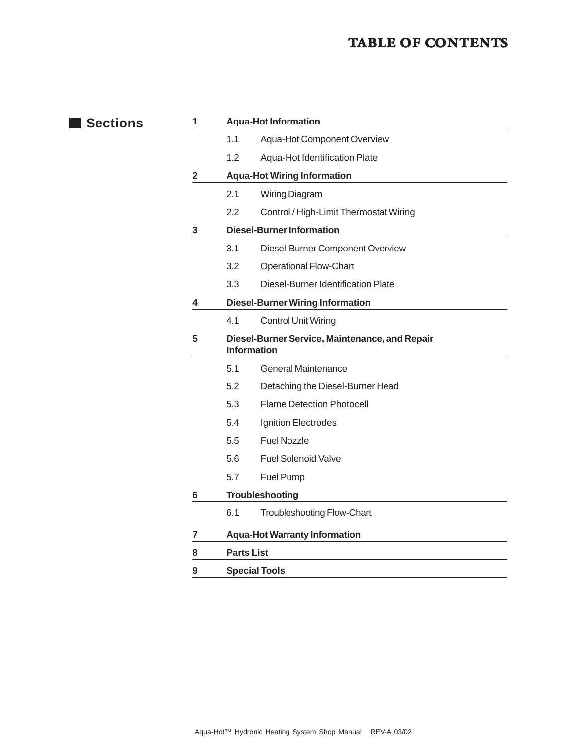# TABLE OF CONTENTS

## Sections

**1 Aqua-Hot Information**

- 1.1 Aqua-Hot Component Overview
- 1.2 Aqua-Hot Identification Plate

**2 Aqua-Hot Wiring Information**

- 2.1 Wiring Diagram
- 2.2 Control / High-Limit Thermostat Wiring

**3 Diesel-Burner Information**

- 3.1 Diesel-Burner Component Overview
- 3.2 Operational Flow-Chart
- 3.3 Diesel-Burner Identification Plate

**4 Diesel-Burner Wiring Information**

- 4.1 Control Unit Wiring

**5 Diesel-Burner Service, Maintenance, and Repair Information**

- 5.1 General Maintenance
- 5.2 Detaching the Diesel-Burner Head
- 5.3 Flame Detection Photocell
- 5.4 Ignition Electrodes
- 5.5 Fuel Nozzle
- 5.6 Fuel Solenoid Valve
- 5.7 Fuel Pump

**6 Troubleshooting**

- 6.1 Troubleshooting Flow-Chart

**7 Aqua-Hot Warranty Information**

**8 Parts List**

**9 Special Tools**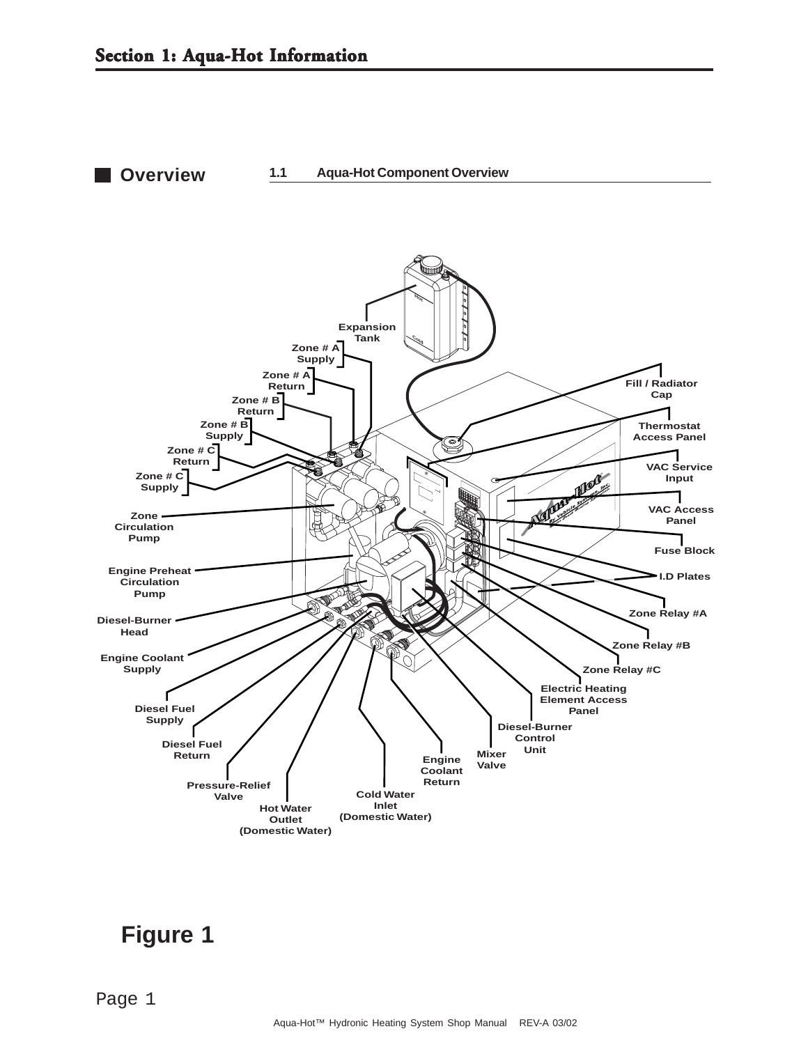# Section 1: Aqua-Hot Information

## Overview

### 1.1 Aqua-Hot Component Overview

Expansion Tank

Zone # A Supply

Zone # A Return

Zone # B Return

Zone # B Supply

Zone # C Return

Zone # C Supply

Zone Circulation Pump

Engine Preheat Circulation Pump

Diesel-Burner Head

Engine Coolant Supply

Diesel Fuel Supply

Diesel Fuel Return

Pressure-Relief Valve

Hot Water Outlet (Domestic Water)

Cold Water Inlet (Domestic Water)

Engine Coolant Return

Mixer Valve

Diesel-Burner Control Unit

Electric Heating Element Access Panel

Zone Relay #C

Zone Relay #B

Zone Relay #A

I.D Plates

Fuse Block

VAC Access Panel

VAC Service Input

Thermostat Access Panel

Fill / Radiator Cap

**Figure 1**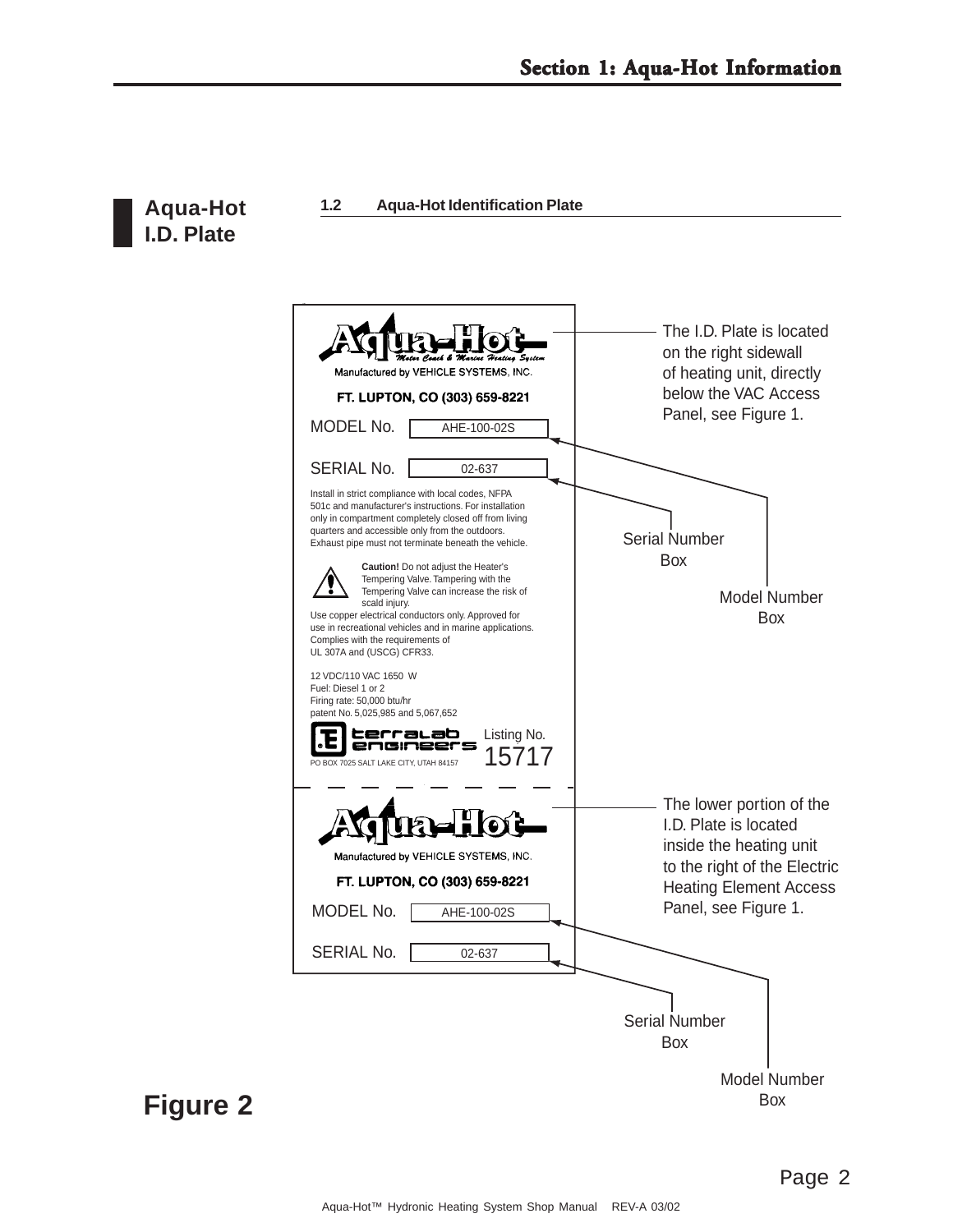**Aqua-Hot I.D. Plate**

## 1.2 Aqua-Hot Identification Plate

**Aqua-Hot** *Motor Coach & Marine Heating System*

Manufactured by VEHICLE SYSTEMS, INC.

**FT. LUPTON, CO (303) 659-8221**

MODEL No. AHE-100-02S

SERIAL No. 02-637

Install in strict compliance with local codes, NFPA 501c and manufacturer's instructions. For installation only in compartment completely closed off from living quarters and accessible only from the outdoors. Exhaust pipe must not terminate beneath the vehicle.

**Caution!** Do not adjust the Heater's Tempering Valve. Tampering with the Tempering Valve can increase the risk of scald injury.

Use copper electrical conductors only. Approved for use in recreational vehicles and in marine applications. Complies with the requirements of UL 307A and (USCG) CFR33.

12 VDC/110 VAC 1650 W
Fuel: Diesel 1 or 2
Firing rate: 50,000 btu/hr
patent No. 5,025,985 and 5,067,652

terralab engineers
PO BOX 7025 SALT LAKE CITY, UTAH 84157

Listing No. 15717

The I.D. Plate is located on the right sidewall of heating unit, directly below the VAC Access Panel, see Figure 1.

Serial Number Box

Model Number Box

**Aqua-Hot**

Manufactured by VEHICLE SYSTEMS, INC.

**FT. LUPTON, CO (303) 659-8221**

MODEL No. AHE-100-02S

SERIAL No. 02-637

The lower portion of the I.D. Plate is located inside the heating unit to the right of the Electric Heating Element Access Panel, see Figure 1.

Serial Number Box

Model Number Box

**Figure 2**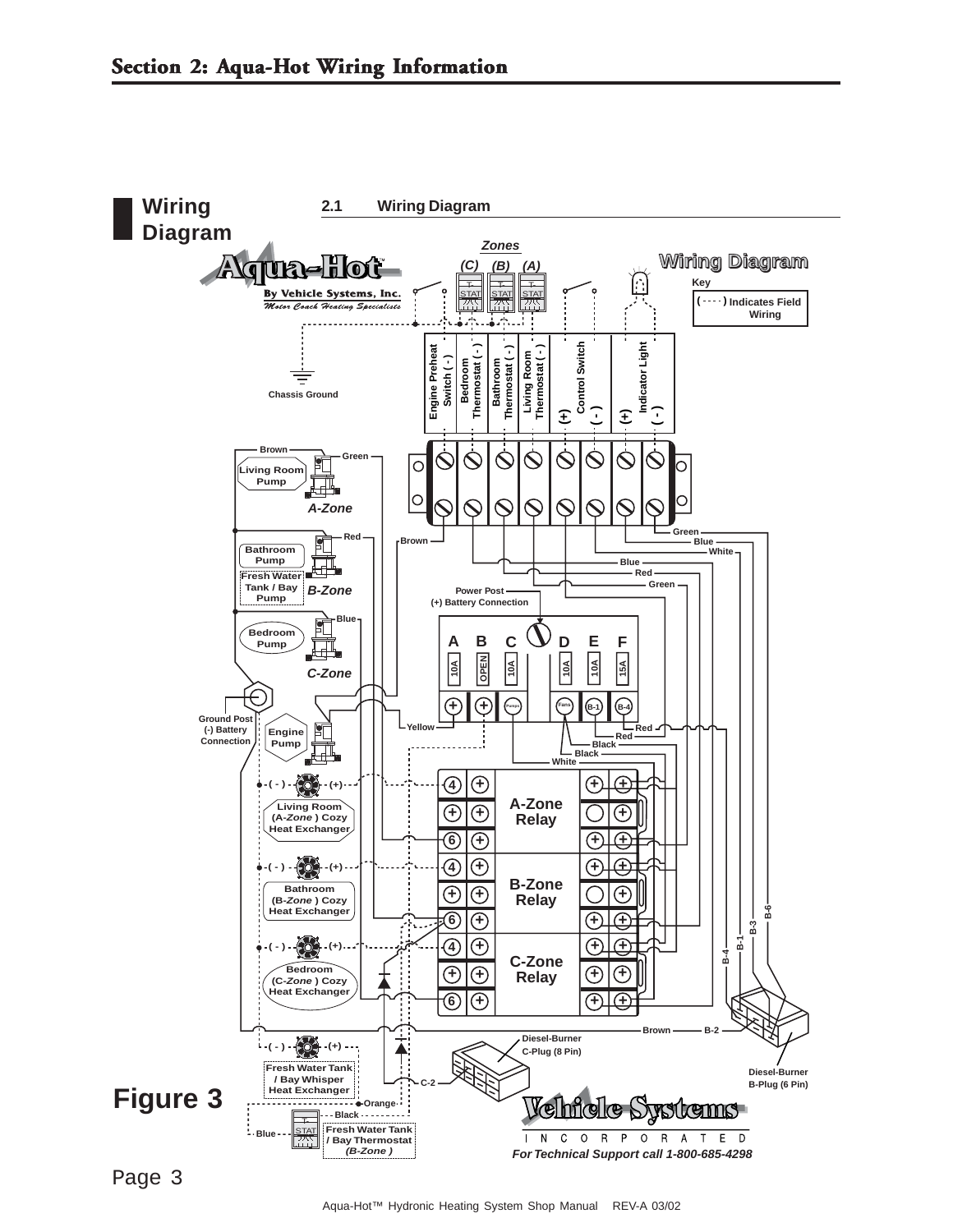## Wiring Diagram

### 2.1 Wiring Diagram

**Figure 3**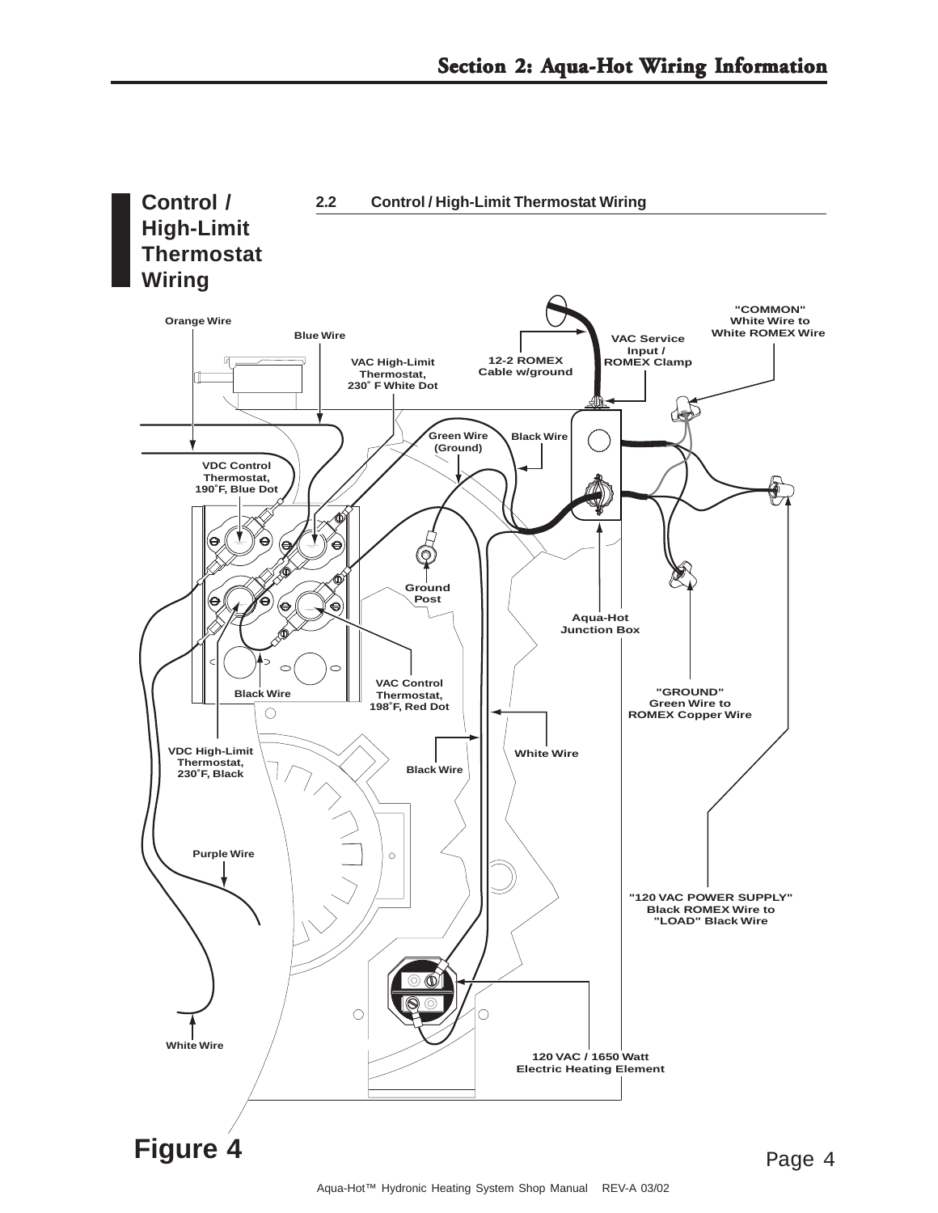## Control / High-Limit Thermostat Wiring

### 2.2 Control / High-Limit Thermostat Wiring

Orange Wire

Blue Wire

VAC High-Limit Thermostat, 230˚ F White Dot

12-2 ROMEX Cable w/ground

VAC Service Input / ROMEX Clamp

"COMMON" White Wire to White ROMEX Wire

VDC Control Thermostat, 190˚F, Blue Dot

Green Wire (Ground)

Black Wire

Ground Post

Aqua-Hot Junction Box

VAC Control Thermostat, 198˚F, Red Dot

Black Wire

"GROUND" Green Wire to ROMEX Copper Wire

VDC High-Limit Thermostat, 230˚F, Black

White Wire

Black Wire

Purple Wire

"120 VAC POWER SUPPLY" Black ROMEX Wire to "LOAD" Black Wire

White Wire

120 VAC / 1650 Watt Electric Heating Element

**Figure 4**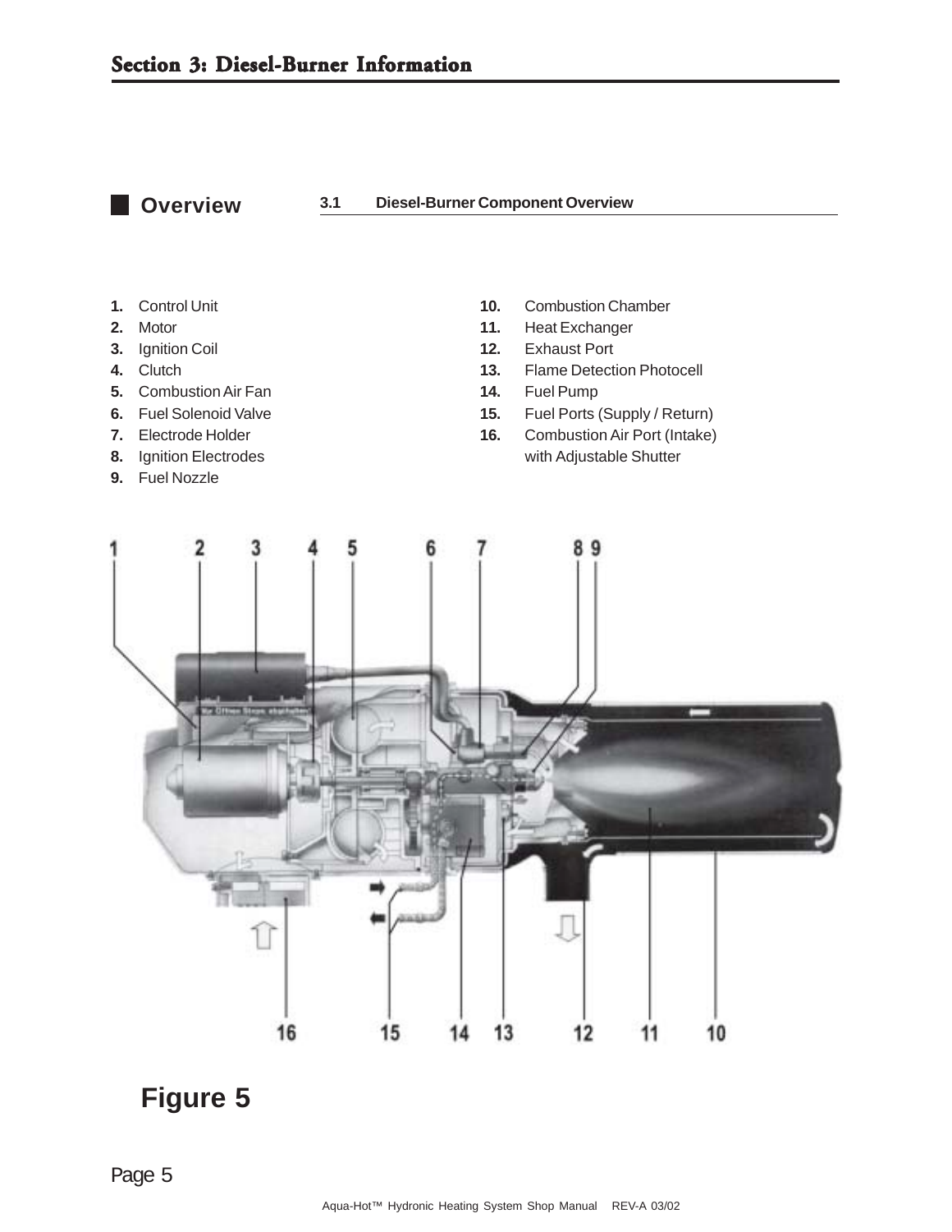# Section 3: Diesel-Burner Information

## Overview

### 3.1 Diesel-Burner Component Overview

1. Control Unit
2. Motor
3. Ignition Coil
4. Clutch
5. Combustion Air Fan
6. Fuel Solenoid Valve
7. Electrode Holder
8. Ignition Electrodes
9. Fuel Nozzle
10. Combustion Chamber
11. Heat Exchanger
12. Exhaust Port
13. Flame Detection Photocell
14. Fuel Pump
15. Fuel Ports (Supply / Return)
16. Combustion Air Port (Intake) with Adjustable Shutter

**Figure 5**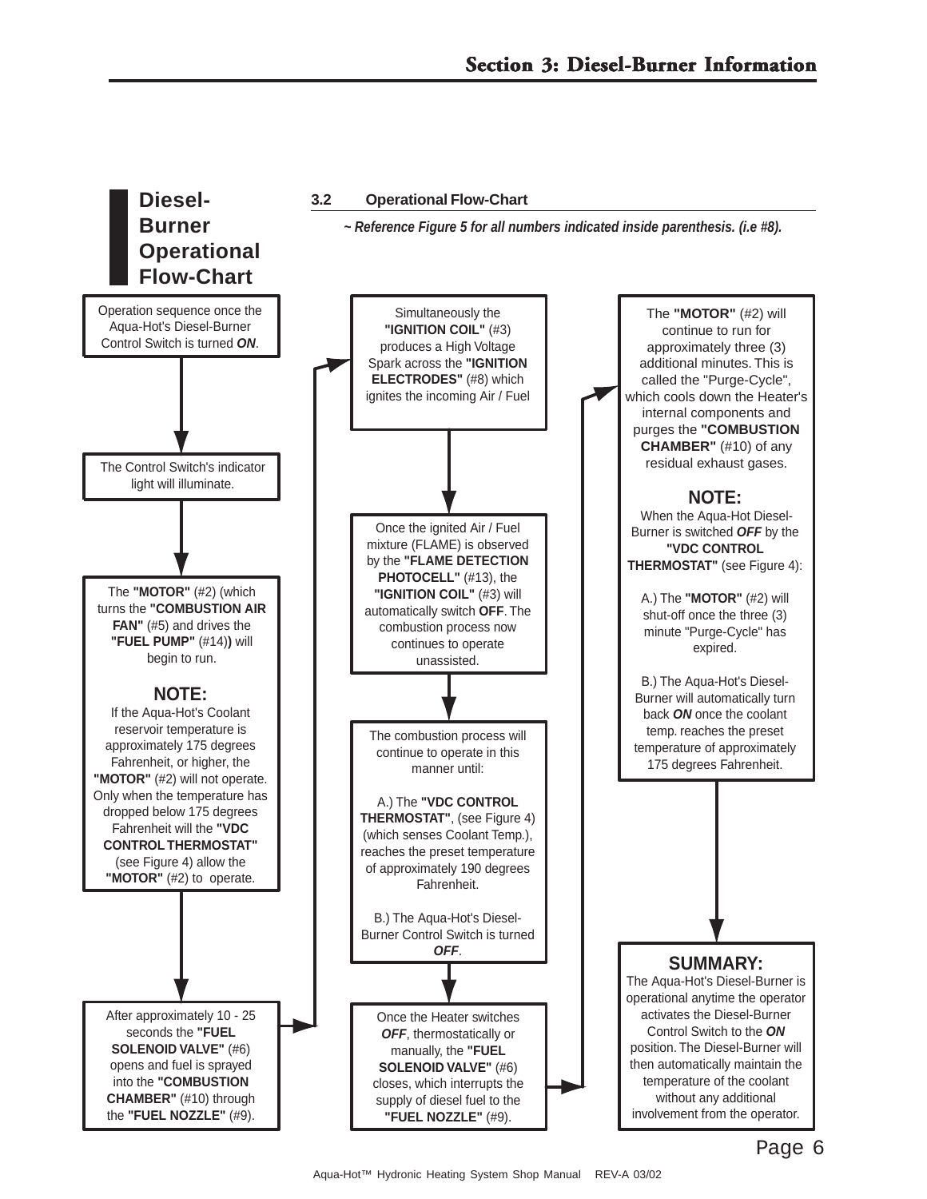## Diesel-Burner Operational Flow-Chart

### 3.2 Operational Flow-Chart

*~ Reference Figure 5 for all numbers indicated inside parenthesis. (i.e #8).*

Operation sequence once the Aqua-Hot's Diesel-Burner Control Switch is turned ***ON***.

The Control Switch's indicator light will illuminate.

The **"MOTOR"** (#2) (which turns the **"COMBUSTION AIR FAN"** (#5) and drives the **"FUEL PUMP"** (#14)**)** will begin to run.

**NOTE:**
If the Aqua-Hot's Coolant reservoir temperature is approximately 175 degrees Fahrenheit, or higher, the **"MOTOR"** (#2) will not operate. Only when the temperature has dropped below 175 degrees Fahrenheit will the **"VDC CONTROL THERMOSTAT"** (see Figure 4) allow the **"MOTOR"** (#2) to operate.

After approximately 10 - 25 seconds the **"FUEL SOLENOID VALVE"** (#6) opens and fuel is sprayed into the **"COMBUSTION CHAMBER"** (#10) through the **"FUEL NOZZLE"** (#9).

Simultaneously the **"IGNITION COIL"** (#3) produces a High Voltage Spark across the **"IGNITION ELECTRODES"** (#8) which ignites the incoming Air / Fuel

Once the ignited Air / Fuel mixture (FLAME) is observed by the **"FLAME DETECTION PHOTOCELL"** (#13), the **"IGNITION COIL"** (#3) will automatically switch **OFF**. The combustion process now continues to operate unassisted.

The combustion process will continue to operate in this manner until:

A.) The **"VDC CONTROL THERMOSTAT"**, (see Figure 4) (which senses Coolant Temp.), reaches the preset temperature of approximately 190 degrees Fahrenheit.

B.) The Aqua-Hot's Diesel-Burner Control Switch is turned ***OFF***.

Once the Heater switches ***OFF***, thermostatically or manually, the **"FUEL SOLENOID VALVE"** (#6) closes, which interrupts the supply of diesel fuel to the **"FUEL NOZZLE"** (#9).

The **"MOTOR"** (#2) will continue to run for approximately three (3) additional minutes. This is called the "Purge-Cycle", which cools down the Heater's internal components and purges the **"COMBUSTION CHAMBER"** (#10) of any residual exhaust gases.

**NOTE:**
When the Aqua-Hot Diesel-Burner is switched ***OFF*** by the **"VDC CONTROL THERMOSTAT"** (see Figure 4):

A.) The **"MOTOR"** (#2) will shut-off once the three (3) minute "Purge-Cycle" has expired.

B.) The Aqua-Hot's Diesel-Burner will automatically turn back ***ON*** once the coolant temp. reaches the preset temperature of approximately 175 degrees Fahrenheit.

**SUMMARY:**
The Aqua-Hot's Diesel-Burner is operational anytime the operator activates the Diesel-Burner Control Switch to the ***ON*** position. The Diesel-Burner will then automatically maintain the temperature of the coolant without any additional involvement from the operator.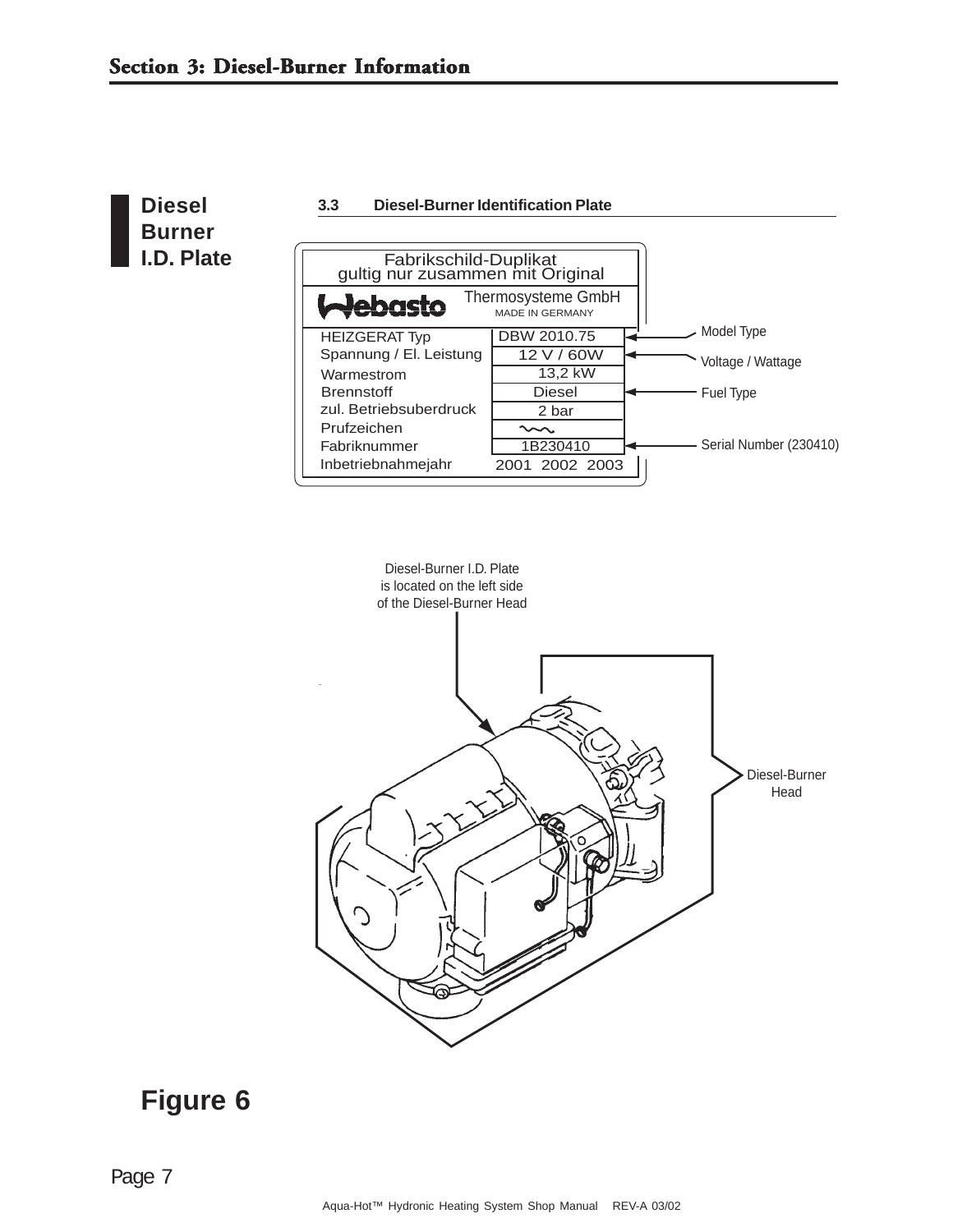## Section 3: Diesel-Burner Information

**Diesel Burner I.D. Plate**

### 3.3 Diesel-Burner Identification Plate

Fabrikschild-Duplikat
gultig nur zusammen mit Original

Webasto Thermosysteme GmbH
MADE IN GERMANY

| | | |
|---|---|---|
| HEIZGERAT Typ | DBW 2010.75 | Model Type |
| Spannung / El. Leistung | 12 V / 60W | Voltage / Wattage |
| Warmestrom | 13,2 kW | |
| Brennstoff | Diesel | Fuel Type |
| zul. Betriebsuberdruck | 2 bar | |
| Prufzeichen | ~~ | |
| Fabriknummer | 1B230410 | Serial Number (230410) |
| Inbetriebnahmejahr | 2001 2002 2003 | |

Diesel-Burner I.D. Plate is located on the left side of the Diesel-Burner Head

Diesel-Burner Head

**Figure 6**

Aqua-Hot™ Hydronic Heating System Shop Manual REV-A 03/02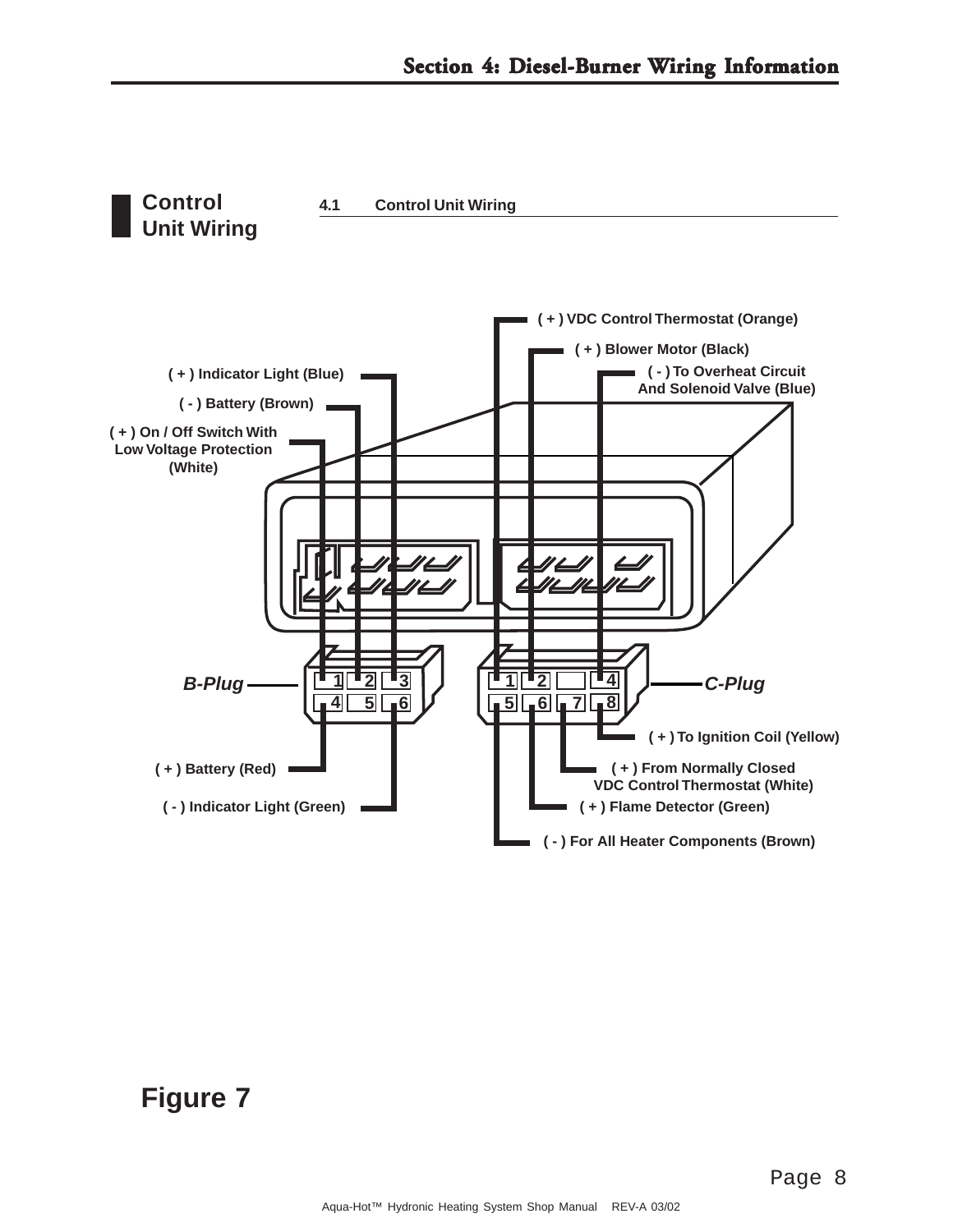## Control Unit Wiring

### 4.1 Control Unit Wiring

( + ) VDC Control Thermostat (Orange)

( + ) Blower Motor (Black)

( - ) To Overheat Circuit And Solenoid Valve (Blue)

( + ) Indicator Light (Blue)

( - ) Battery (Brown)

( + ) On / Off Switch With Low Voltage Protection (White)

*B-Plug*

*C-Plug*

( + ) To Ignition Coil (Yellow)

( + ) Battery (Red)

( + ) From Normally Closed VDC Control Thermostat (White)

( - ) Indicator Light (Green)

( + ) Flame Detector (Green)

( - ) For All Heater Components (Brown)

**Figure 7**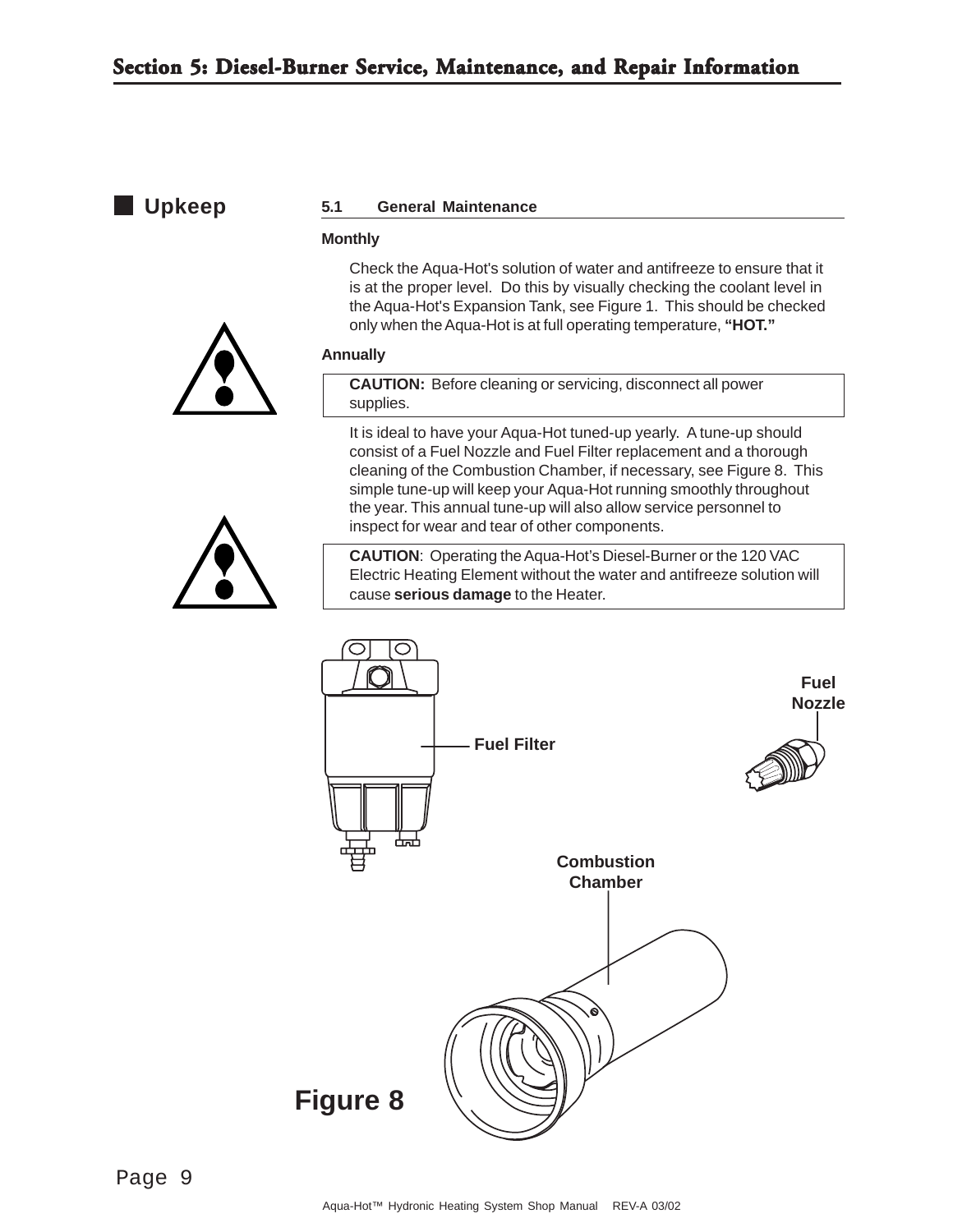# Section 5: Diesel-Burner Service, Maintenance, and Repair Information

## Upkeep

### 5.1 General Maintenance

**Monthly**

Check the Aqua-Hot's solution of water and antifreeze to ensure that it is at the proper level. Do this by visually checking the coolant level in the Aqua-Hot's Expansion Tank, see Figure 1. This should be checked only when the Aqua-Hot is at full operating temperature, **"HOT."**

**Annually**

**CAUTION:** Before cleaning or servicing, disconnect all power supplies.

It is ideal to have your Aqua-Hot tuned-up yearly. A tune-up should consist of a Fuel Nozzle and Fuel Filter replacement and a thorough cleaning of the Combustion Chamber, if necessary, see Figure 8. This simple tune-up will keep your Aqua-Hot running smoothly throughout the year. This annual tune-up will also allow service personnel to inspect for wear and tear of other components.

**CAUTION**: Operating the Aqua-Hot's Diesel-Burner or the 120 VAC Electric Heating Element without the water and antifreeze solution will cause **serious damage** to the Heater.

Fuel Filter

Fuel Nozzle

Combustion Chamber

**Figure 8**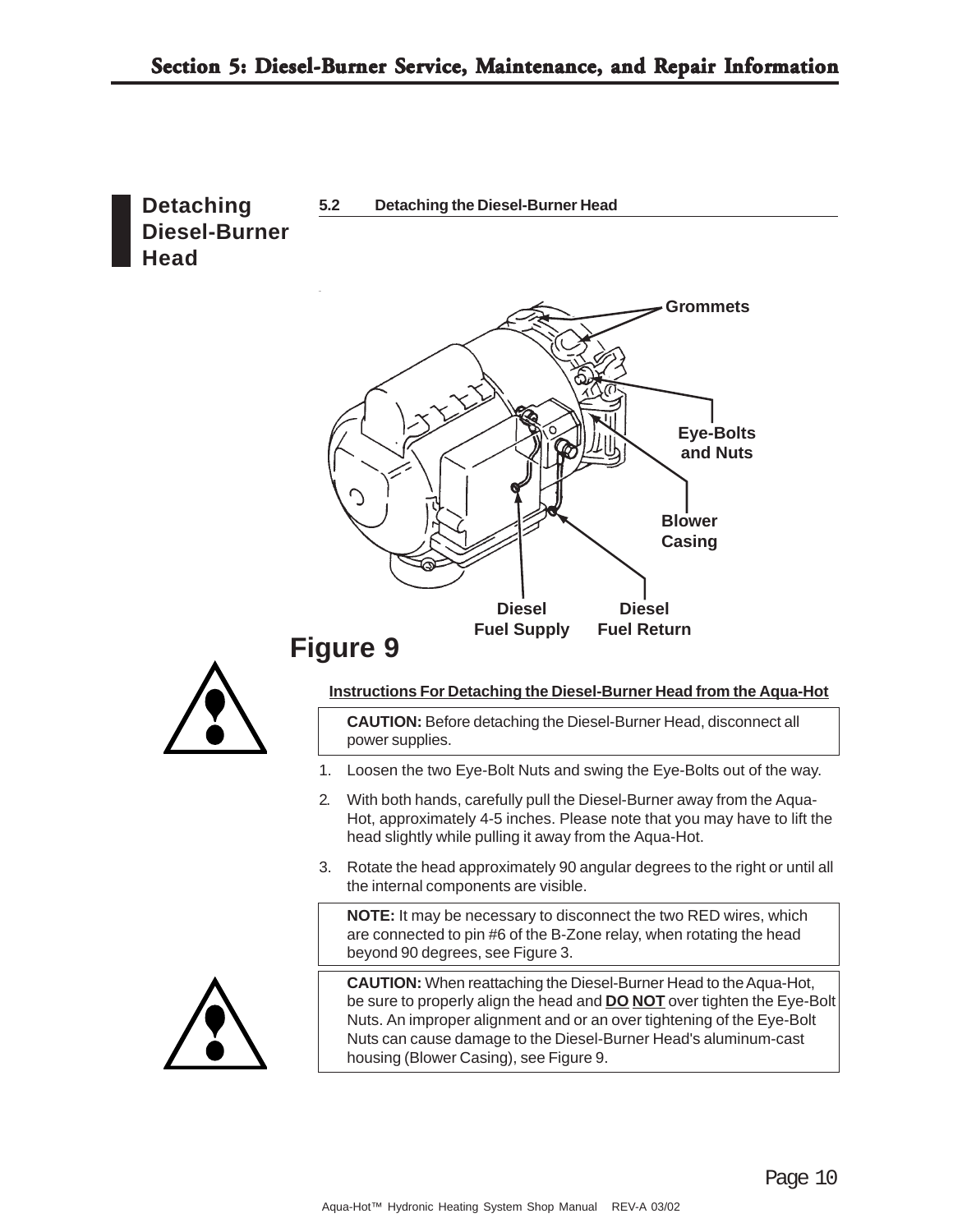## Detaching Diesel-Burner Head

### 5.2 Detaching the Diesel-Burner Head

Grommets

Eye-Bolts and Nuts

Blower Casing

Diesel Fuel Supply

Diesel Fuel Return

**Figure 9**

**Instructions For Detaching the Diesel-Burner Head from the Aqua-Hot**

**CAUTION:** Before detaching the Diesel-Burner Head, disconnect all power supplies.

1. Loosen the two Eye-Bolt Nuts and swing the Eye-Bolts out of the way.
2. With both hands, carefully pull the Diesel-Burner away from the Aqua-Hot, approximately 4-5 inches. Please note that you may have to lift the head slightly while pulling it away from the Aqua-Hot.
3. Rotate the head approximately 90 angular degrees to the right or until all the internal components are visible.

**NOTE:** It may be necessary to disconnect the two RED wires, which are connected to pin #6 of the B-Zone relay, when rotating the head beyond 90 degrees, see Figure 3.

**CAUTION:** When reattaching the Diesel-Burner Head to the Aqua-Hot, be sure to properly align the head and **DO NOT** over tighten the Eye-Bolt Nuts. An improper alignment and or an over tightening of the Eye-Bolt Nuts can cause damage to the Diesel-Burner Head's aluminum-cast housing (Blower Casing), see Figure 9.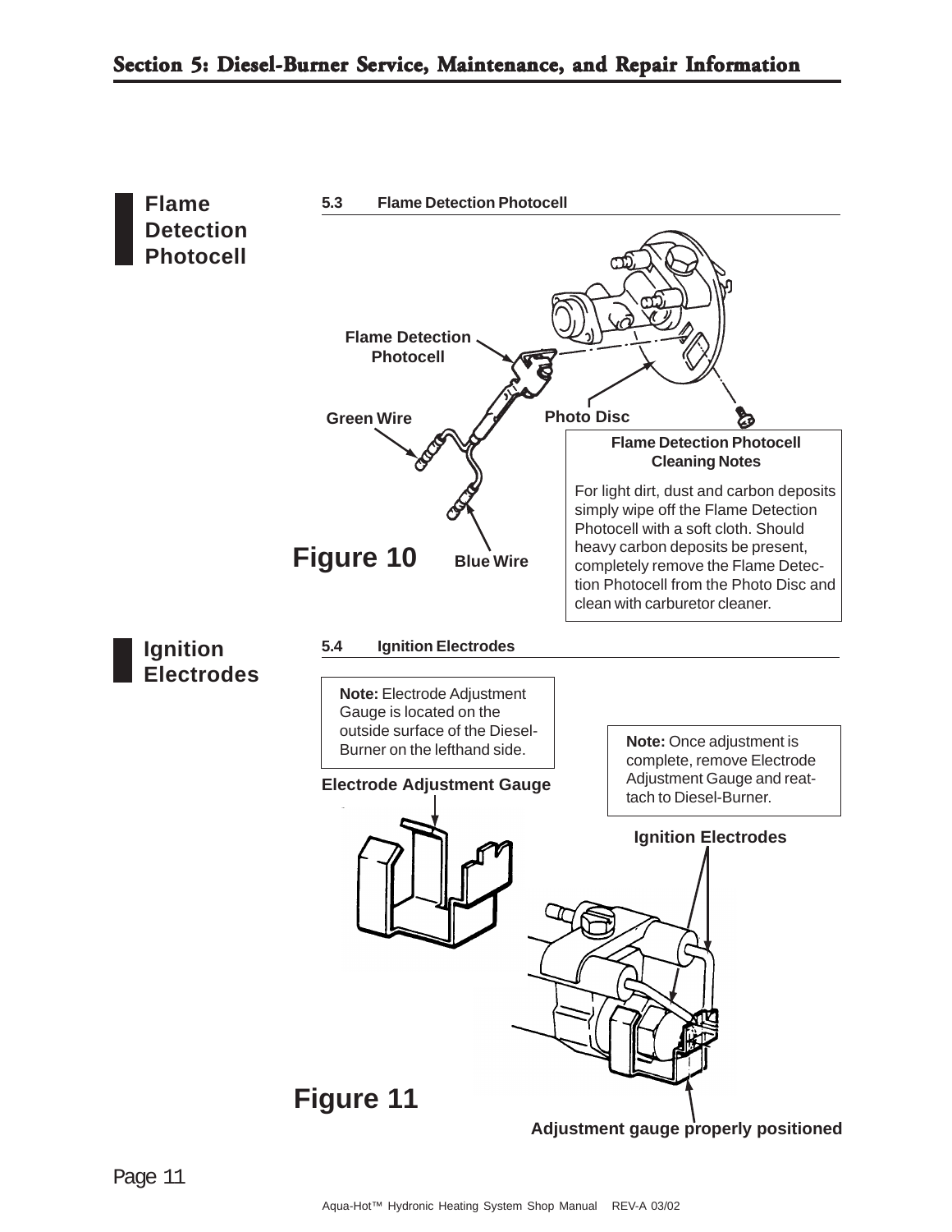## Flame Detection Photocell

### 5.3 Flame Detection Photocell

Flame Detection Photocell

Green Wire

Photo Disc

Blue Wire

**Figure 10**

**Flame Detection Photocell Cleaning Notes**

For light dirt, dust and carbon deposits simply wipe off the Flame Detection Photocell with a soft cloth. Should heavy carbon deposits be present, completely remove the Flame Detection Photocell from the Photo Disc and clean with carburetor cleaner.

## Ignition Electrodes

### 5.4 Ignition Electrodes

**Note:** Electrode Adjustment Gauge is located on the outside surface of the Diesel-Burner on the lefthand side.

**Note:** Once adjustment is complete, remove Electrode Adjustment Gauge and reattach to Diesel-Burner.

Electrode Adjustment Gauge

Ignition Electrodes

**Figure 11**

Adjustment gauge properly positioned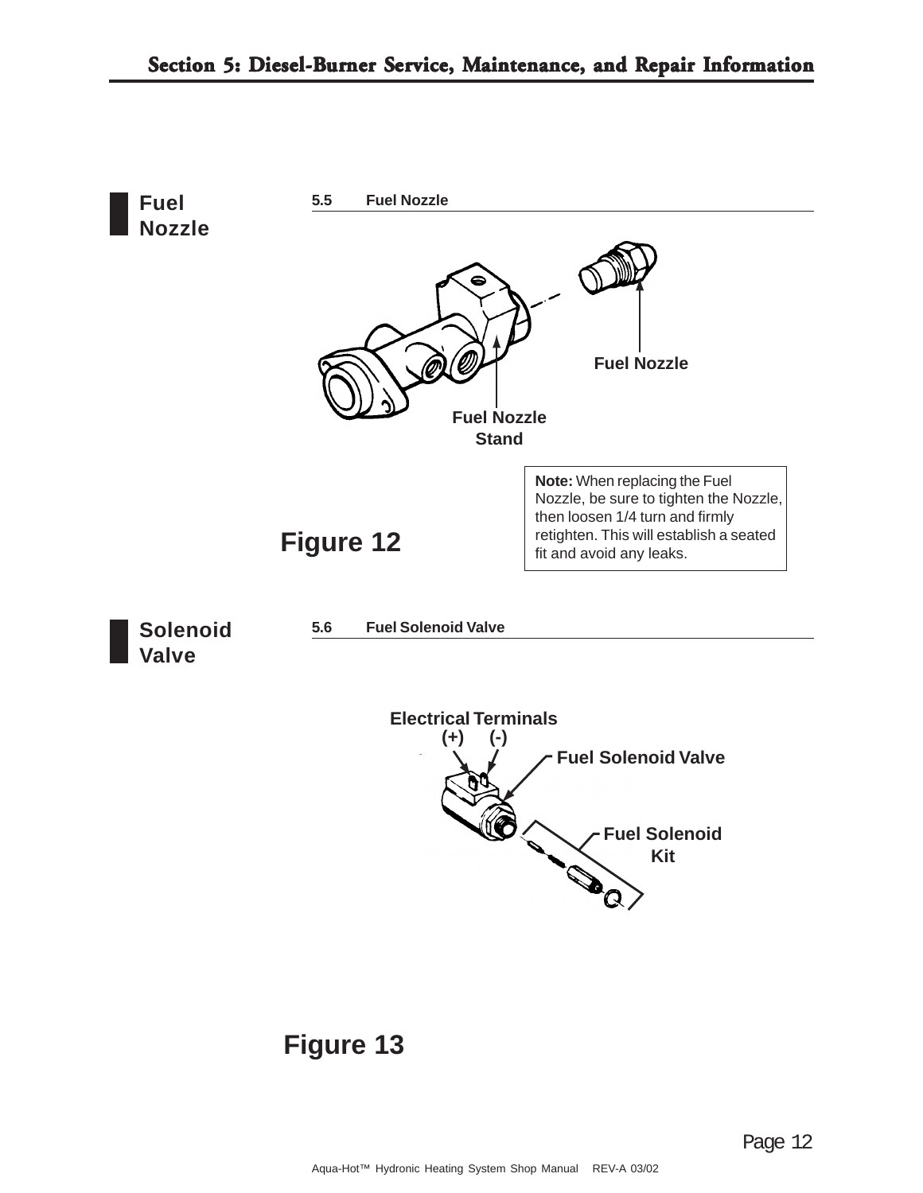## Fuel Nozzle

### 5.5 Fuel Nozzle

Fuel Nozzle

Fuel Nozzle Stand

**Figure 12**

**Note:** When replacing the Fuel Nozzle, be sure to tighten the Nozzle, then loosen 1/4 turn and firmly retighten. This will establish a seated fit and avoid any leaks.

## Solenoid Valve

### 5.6 Fuel Solenoid Valve

Electrical Terminals
(+) (-)

Fuel Solenoid Valve

Fuel Solenoid Kit

**Figure 13**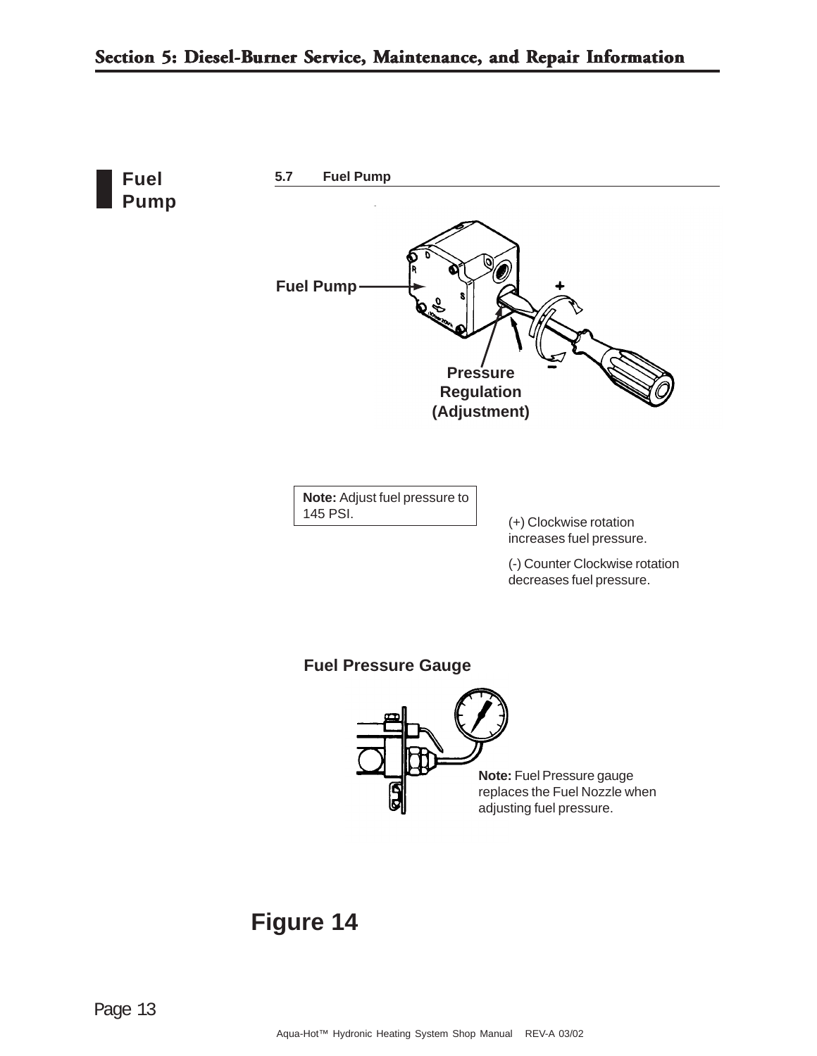## Fuel Pump

### 5.7 Fuel Pump

Fuel Pump

Pressure Regulation (Adjustment)

**Note:** Adjust fuel pressure to 145 PSI.

(+) Clockwise rotation increases fuel pressure.

(-) Counter Clockwise rotation decreases fuel pressure.

**Fuel Pressure Gauge**

**Note:** Fuel Pressure gauge replaces the Fuel Nozzle when adjusting fuel pressure.

## Figure 14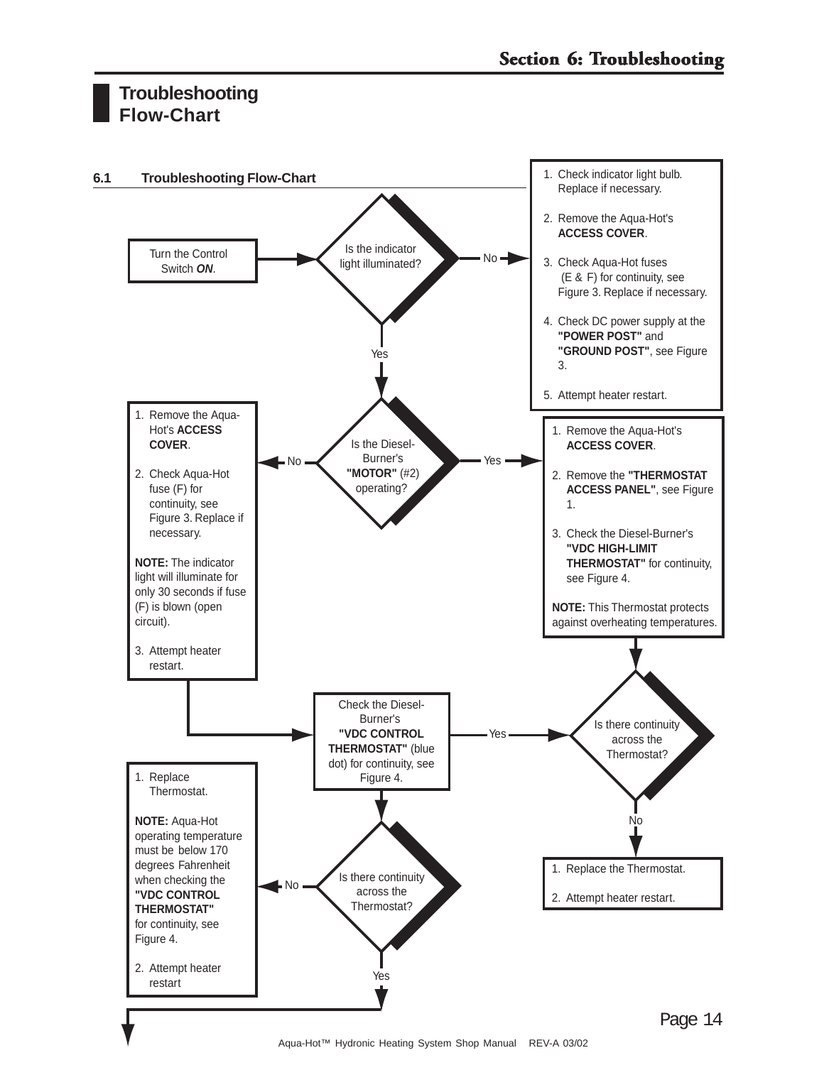# Troubleshooting Flow-Chart

## 6.1 Troubleshooting Flow-Chart

Turn the Control Switch ***ON***.

**Is the indicator light illuminated?**

**No →**

1. Check indicator light bulb. Replace if necessary.
2. Remove the Aqua-Hot's **ACCESS COVER**.
3. Check Aqua-Hot fuses (E & F) for continuity, see Figure 3. Replace if necessary.
4. Check DC power supply at the **"POWER POST"** and **"GROUND POST"**, see Figure 3.
5. Attempt heater restart.

**Yes ↓**

**Is the Diesel-Burner's "MOTOR" (#2) operating?**

**No →**

1. Remove the Aqua-Hot's **ACCESS COVER**.
2. Check Aqua-Hot fuse (F) for continuity, see Figure 3. Replace if necessary.

**NOTE:** The indicator light will illuminate for only 30 seconds if fuse (F) is blown (open circuit).

3. Attempt heater restart.

↓

Check the Diesel-Burner's **"VDC CONTROL THERMOSTAT"** (blue dot) for continuity, see Figure 4.

**Yes →**

1. Remove the Aqua-Hot's **ACCESS COVER**.
2. Remove the **"THERMOSTAT ACCESS PANEL"**, see Figure 1.
3. Check the Diesel-Burner's **"VDC HIGH-LIMIT THERMOSTAT"** for continuity, see Figure 4.

**NOTE:** This Thermostat protects against overheating temperatures.

↓

**Is there continuity across the Thermostat?**

**Yes →** Check the Diesel-Burner's **"VDC CONTROL THERMOSTAT"** (blue dot) for continuity, see Figure 4.

**No ↓**

1. Replace the Thermostat.
2. Attempt heater restart.

---

Check the Diesel-Burner's **"VDC CONTROL THERMOSTAT"** (blue dot) for continuity, see Figure 4.

↓

**Is there continuity across the Thermostat?**

**No →**

1. Replace Thermostat.

**NOTE:** Aqua-Hot operating temperature must be below 170 degrees Fahrenheit when checking the **"VDC CONTROL THERMOSTAT"** for continuity, see Figure 4.

2. Attempt heater restart

**Yes ↓** (continued on next page)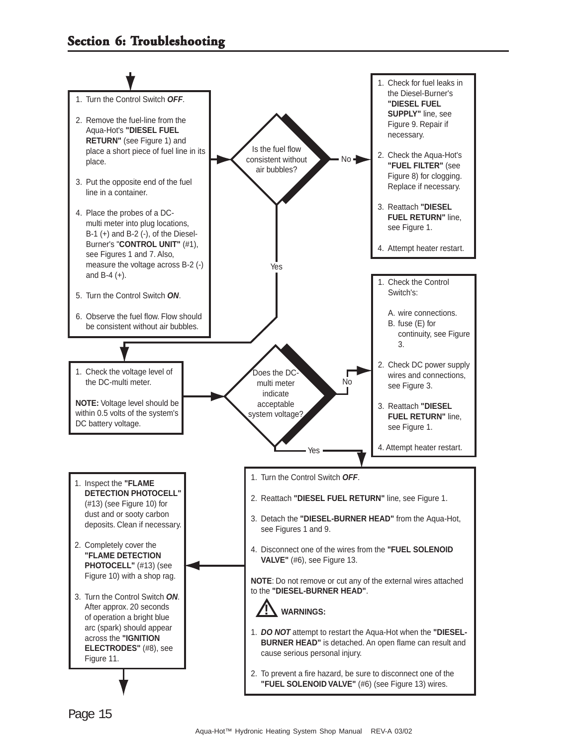## Section 6: Troubleshooting

1. Turn the Control Switch ***OFF***.

2. Remove the fuel-line from the Aqua-Hot's **"DIESEL FUEL RETURN"** (see Figure 1) and place a short piece of fuel line in its place.

3. Put the opposite end of the fuel line in a container.

4. Place the probes of a DC-multi meter into plug locations, B-1 (+) and B-2 (-), of the Diesel-Burner's "**CONTROL UNIT"** (#1), see Figures 1 and 7. Also, measure the voltage across B-2 (-) and B-4 (+).

5. Turn the Control Switch ***ON***.

6. Observe the fuel flow. Flow should be consistent without air bubbles.

**Is the fuel flow consistent without air bubbles?**

**No:**

1. Check for fuel leaks in the Diesel-Burner's **"DIESEL FUEL SUPPLY"** line, see Figure 9. Repair if necessary.

2. Check the Aqua-Hot's **"FUEL FILTER"** (see Figure 8) for clogging. Replace if necessary.

3. Reattach **"DIESEL FUEL RETURN"** line, see Figure 1.

4. Attempt heater restart.

**Yes:**

1. Check the voltage level of the DC-multi meter.

**NOTE:** Voltage level should be within 0.5 volts of the system's DC battery voltage.

**Does the DC-multi meter indicate acceptable system voltage?**

**No:**

1. Check the Control Switch's:

   A. wire connections.
   B. fuse (E) for continuity, see Figure 3.

2. Check DC power supply wires and connections, see Figure 3.

3. Reattach **"DIESEL FUEL RETURN"** line, see Figure 1.

4. Attempt heater restart.

**Yes:**

1. Turn the Control Switch ***OFF***.

2. Reattach **"DIESEL FUEL RETURN"** line, see Figure 1.

3. Detach the **"DIESEL-BURNER HEAD"** from the Aqua-Hot, see Figures 1 and 9.

4. Disconnect one of the wires from the **"FUEL SOLENOID VALVE"** (#6), see Figure 13.

**NOTE**: Do not remove or cut any of the external wires attached to the **"DIESEL-BURNER HEAD"**.

**WARNINGS:**

1. ***DO NOT*** attempt to restart the Aqua-Hot when the **"DIESEL-BURNER HEAD"** is detached. An open flame can result and cause serious personal injury.

2. To prevent a fire hazard, be sure to disconnect one of the **"FUEL SOLENOID VALVE"** (#6) (see Figure 13) wires.

---

1. Inspect the **"FLAME DETECTION PHOTOCELL"** (#13) (see Figure 10) for dust and or sooty carbon deposits. Clean if necessary.

2. Completely cover the **"FLAME DETECTION PHOTOCELL"** (#13) (see Figure 10) with a shop rag.

3. Turn the Control Switch ***ON***. After approx. 20 seconds of operation a bright blue arc (spark) should appear across the **"IGNITION ELECTRODES"** (#8), see Figure 11.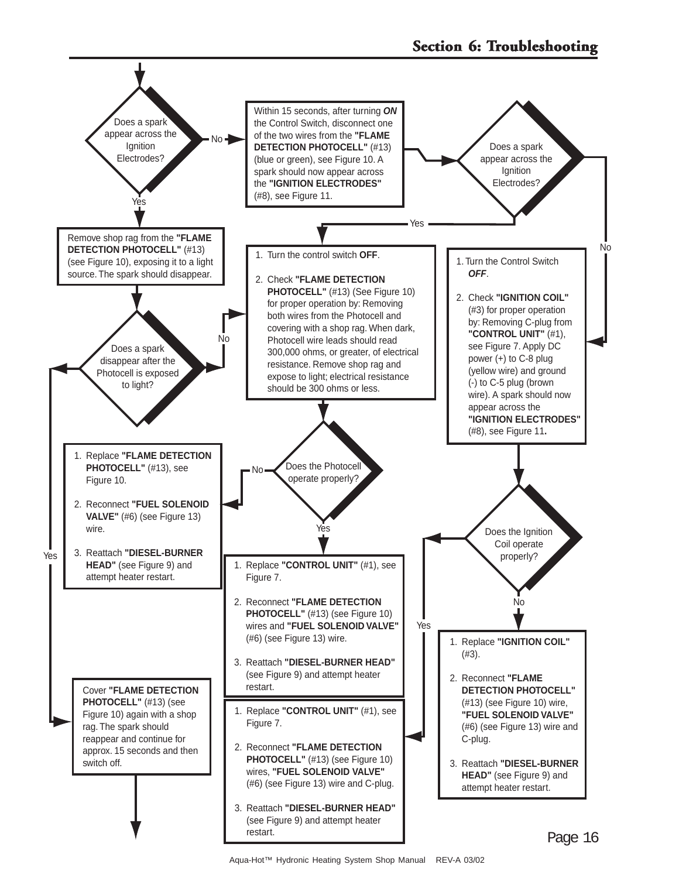# Section 6: Troubleshooting

**Does a spark appear across the Ignition Electrodes?**

- **No** → Within 15 seconds, after turning ***ON*** the Control Switch, disconnect one of the two wires from the **"FLAME DETECTION PHOTOCELL"** (#13) (blue or green), see Figure 10. A spark should now appear across the **"IGNITION ELECTRODES"** (#8), see Figure 11.

  **Does a spark appear across the Ignition Electrodes?**

  - **Yes** →
    1. Turn the control switch **OFF**.
    2. Check **"FLAME DETECTION PHOTOCELL"** (#13) (See Figure 10) for proper operation by: Removing both wires from the Photocell and covering with a shop rag. When dark, Photocell wire leads should read 300,000 ohms, or greater, of electrical resistance. Remove shop rag and expose to light; electrical resistance should be 300 ohms or less.

    **Does the Photocell operate properly?**

    - **No** →
      1. Replace **"FLAME DETECTION PHOTOCELL"** (#13), see Figure 10.
      2. Reconnect **"FUEL SOLENOID VALVE"** (#6) (see Figure 13) wire.
      3. Reattach **"DIESEL-BURNER HEAD"** (see Figure 9) and attempt heater restart.
    - **Yes** →
      1. Replace **"CONTROL UNIT"** (#1), see Figure 7.
      2. Reconnect **"FLAME DETECTION PHOTOCELL"** (#13) (see Figure 10) wires and **"FUEL SOLENOID VALVE"** (#6) (see Figure 13) wire.
      3. Reattach **"DIESEL-BURNER HEAD"** (see Figure 9) and attempt heater restart.

  - **No** →
    1. Turn the Control Switch ***OFF***.
    2. Check **"IGNITION COIL"** (#3) for proper operation by: Removing C-plug from **"CONTROL UNIT"** (#1), see Figure 7. Apply DC power (+) to C-8 plug (yellow wire) and ground (-) to C-5 plug (brown wire). A spark should now appear across the **"IGNITION ELECTRODES"** (#8), see Figure 11**.**

    **Does the Ignition Coil operate properly?**

    - **No** →
      1. Replace **"IGNITION COIL"** (#3).
      2. Reconnect **"FLAME DETECTION PHOTOCELL"** (#13) (see Figure 10) wire, **"FUEL SOLENOID VALVE"** (#6) (see Figure 13) wire and C-plug.
      3. Reattach **"DIESEL-BURNER HEAD"** (see Figure 9) and attempt heater restart.
    - **Yes** →
      1. Replace **"CONTROL UNIT"** (#1), see Figure 7.
      2. Reconnect **"FLAME DETECTION PHOTOCELL"** (#13) (see Figure 10) wires, **"FUEL SOLENOID VALVE"** (#6) (see Figure 13) wire and C-plug.
      3. Reattach **"DIESEL-BURNER HEAD"** (see Figure 9) and attempt heater restart.

- **Yes** → Remove shop rag from the **"FLAME DETECTION PHOTOCELL"** (#13) (see Figure 10), exposing it to a light source. The spark should disappear.

  **Does a spark disappear after the Photocell is exposed to light?**

  - **No** → (go to step: 1. Turn the control switch **OFF**. 2. Check **"FLAME DETECTION PHOTOCELL"** ...)
  - **Yes** → Cover **"FLAME DETECTION PHOTOCELL"** (#13) (see Figure 10) again with a shop rag. The spark should reappear and continue for approx. 15 seconds and then switch off.

Aqua-Hot™ Hydronic Heating System Shop Manual REV-A 03/02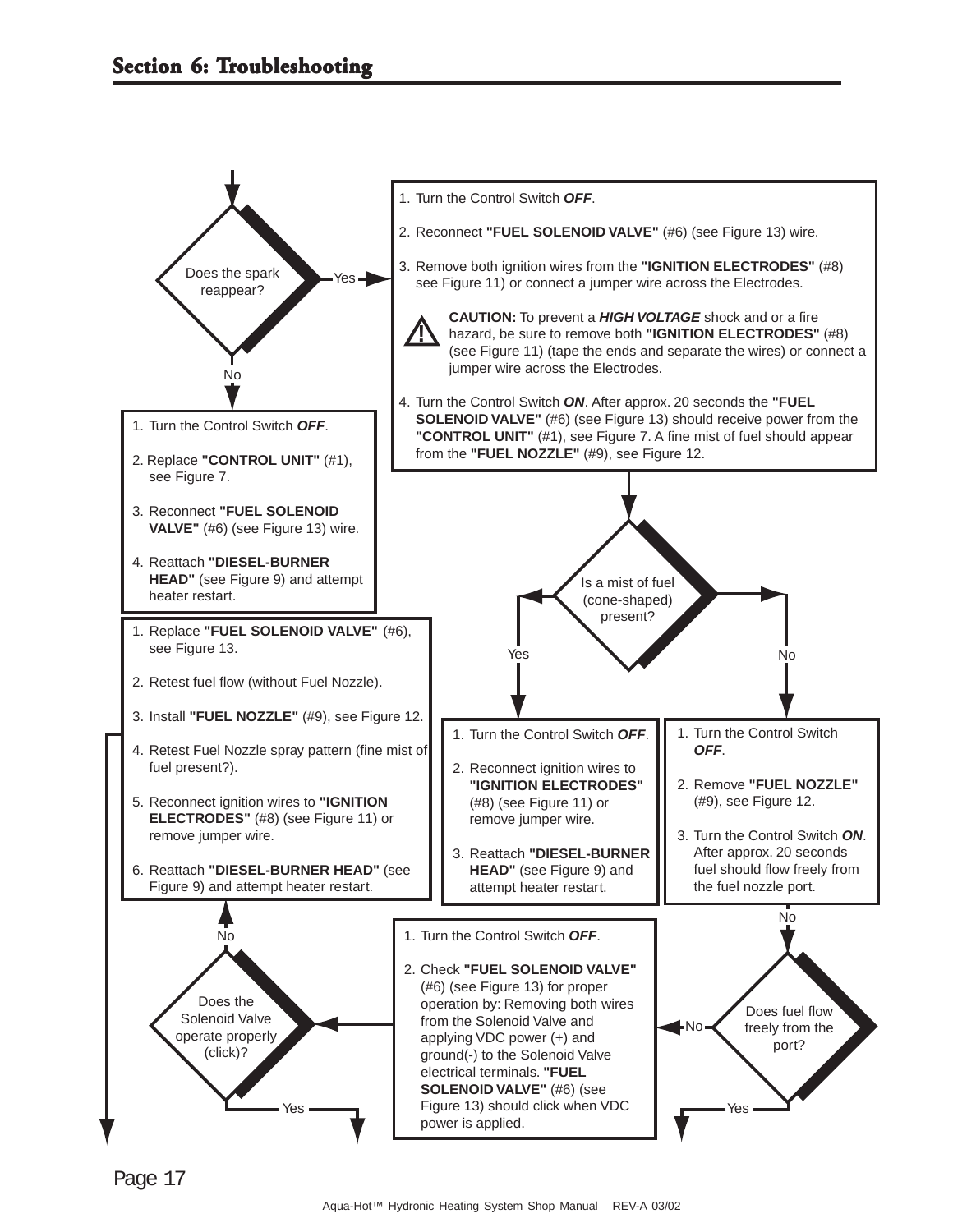## Section 6: Troubleshooting

**Does the spark reappear?**

Yes →

1. Turn the Control Switch ***OFF***.
2. Reconnect **"FUEL SOLENOID VALVE"** (#6) (see Figure 13) wire.
3. Remove both ignition wires from the **"IGNITION ELECTRODES"** (#8) see Figure 11) or connect a jumper wire across the Electrodes.

   **CAUTION:** To prevent a ***HIGH VOLTAGE*** shock and or a fire hazard, be sure to remove both **"IGNITION ELECTRODES"** (#8) (see Figure 11) (tape the ends and separate the wires) or connect a jumper wire across the Electrodes.

4. Turn the Control Switch ***ON***. After approx. 20 seconds the **"FUEL SOLENOID VALVE"** (#6) (see Figure 13) should receive power from the **"CONTROL UNIT"** (#1), see Figure 7. A fine mist of fuel should appear from the **"FUEL NOZZLE"** (#9), see Figure 12.

No →

1. Turn the Control Switch ***OFF***.
2. Replace **"CONTROL UNIT"** (#1), see Figure 7.
3. Reconnect **"FUEL SOLENOID VALVE"** (#6) (see Figure 13) wire.
4. Reattach **"DIESEL-BURNER HEAD"** (see Figure 9) and attempt heater restart.

**Is a mist of fuel (cone-shaped) present?**

Yes →

1. Turn the Control Switch ***OFF***.
2. Reconnect ignition wires to **"IGNITION ELECTRODES"** (#8) (see Figure 11) or remove jumper wire.
3. Reattach **"DIESEL-BURNER HEAD"** (see Figure 9) and attempt heater restart.

No →

1. Turn the Control Switch ***OFF***.
2. Remove **"FUEL NOZZLE"** (#9), see Figure 12.
3. Turn the Control Switch ***ON***. After approx. 20 seconds fuel should flow freely from the fuel nozzle port.

**Does fuel flow freely from the port?**

Yes → (continued)

No →

1. Turn the Control Switch ***OFF***.
2. Check **"FUEL SOLENOID VALVE"** (#6) (see Figure 13) for proper operation by: Removing both wires from the Solenoid Valve and applying VDC power (+) and ground(-) to the Solenoid Valve electrical terminals. **"FUEL SOLENOID VALVE"** (#6) (see Figure 13) should click when VDC power is applied.

**Does the Solenoid Valve operate properly (click)?**

Yes → (continued)

No →

1. Replace **"FUEL SOLENOID VALVE"** (#6), see Figure 13.
2. Retest fuel flow (without Fuel Nozzle).
3. Install **"FUEL NOZZLE"** (#9), see Figure 12.
4. Retest Fuel Nozzle spray pattern (fine mist of fuel present?).
5. Reconnect ignition wires to **"IGNITION ELECTRODES"** (#8) (see Figure 11) or remove jumper wire.
6. Reattach **"DIESEL-BURNER HEAD"** (see Figure 9) and attempt heater restart.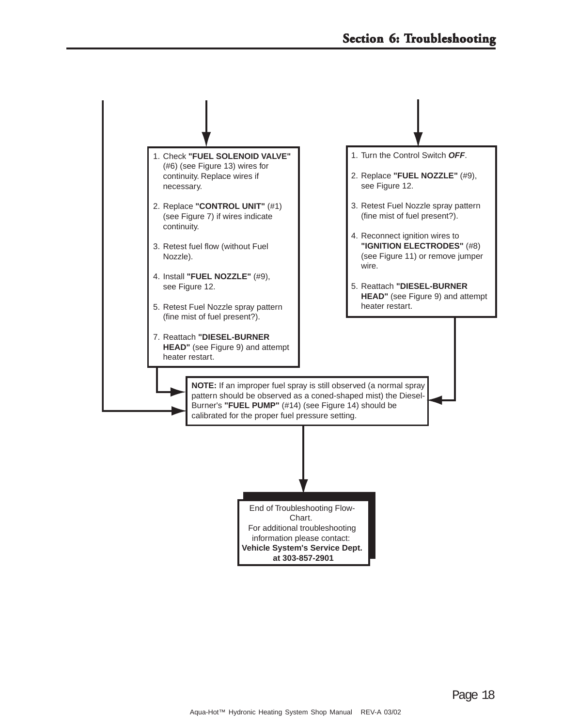1. Check **"FUEL SOLENOID VALVE"** (#6) (see Figure 13) wires for continuity. Replace wires if necessary.

2. Replace **"CONTROL UNIT"** (#1) (see Figure 7) if wires indicate continuity.

3. Retest fuel flow (without Fuel Nozzle).

4. Install **"FUEL NOZZLE"** (#9), see Figure 12.

5. Retest Fuel Nozzle spray pattern (fine mist of fuel present?).

7. Reattach **"DIESEL-BURNER HEAD"** (see Figure 9) and attempt heater restart.

---

1. Turn the Control Switch ***OFF***.

2. Replace **"FUEL NOZZLE"** (#9), see Figure 12.

3. Retest Fuel Nozzle spray pattern (fine mist of fuel present?).

4. Reconnect ignition wires to **"IGNITION ELECTRODES"** (#8) (see Figure 11) or remove jumper wire.

5. Reattach **"DIESEL-BURNER HEAD"** (see Figure 9) and attempt heater restart.

---

**NOTE:** If an improper fuel spray is still observed (a normal spray pattern should be observed as a coned-shaped mist) the Diesel-Burner's **"FUEL PUMP"** (#14) (see Figure 14) should be calibrated for the proper fuel pressure setting.

---

End of Troubleshooting Flow-Chart.
For additional troubleshooting information please contact:
**Vehicle System's Service Dept. at 303-857-2901**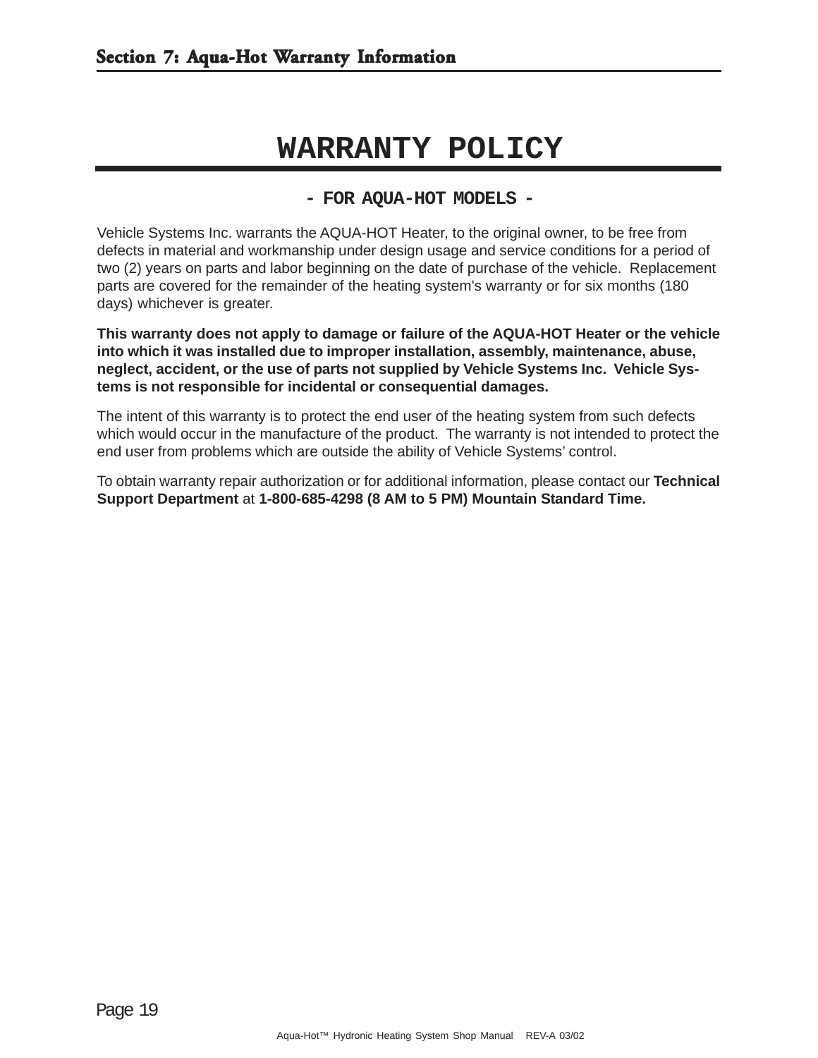# WARRANTY POLICY

## - FOR AQUA-HOT MODELS -

Vehicle Systems Inc. warrants the AQUA-HOT Heater, to the original owner, to be free from defects in material and workmanship under design usage and service conditions for a period of two (2) years on parts and labor beginning on the date of purchase of the vehicle. Replacement parts are covered for the remainder of the heating system's warranty or for six months (180 days) whichever is greater.

**This warranty does not apply to damage or failure of the AQUA-HOT Heater or the vehicle into which it was installed due to improper installation, assembly, maintenance, abuse, neglect, accident, or the use of parts not supplied by Vehicle Systems Inc. Vehicle Systems is not responsible for incidental or consequential damages.**

The intent of this warranty is to protect the end user of the heating system from such defects which would occur in the manufacture of the product. The warranty is not intended to protect the end user from problems which are outside the ability of Vehicle Systems' control.

To obtain warranty repair authorization or for additional information, please contact our **Technical Support Department** at **1-800-685-4298 (8 AM to 5 PM) Mountain Standard Time.**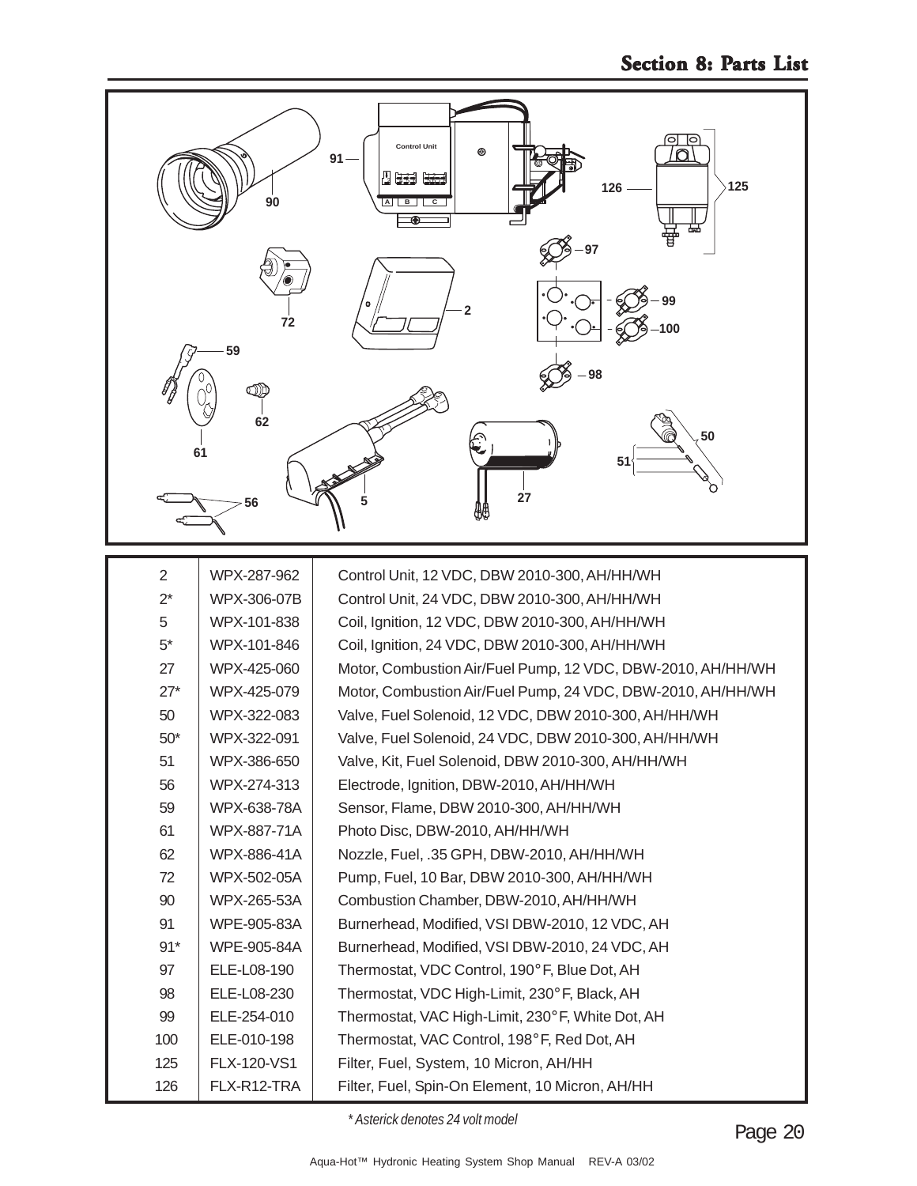## Section 8: Parts List

| | | |
|---|---|---|
| 2 | WPX-287-962 | Control Unit, 12 VDC, DBW 2010-300, AH/HH/WH |
| 2* | WPX-306-07B | Control Unit, 24 VDC, DBW 2010-300, AH/HH/WH |
| 5 | WPX-101-838 | Coil, Ignition, 12 VDC, DBW 2010-300, AH/HH/WH |
| 5* | WPX-101-846 | Coil, Ignition, 24 VDC, DBW 2010-300, AH/HH/WH |
| 27 | WPX-425-060 | Motor, Combustion Air/Fuel Pump, 12 VDC, DBW-2010, AH/HH/WH |
| 27* | WPX-425-079 | Motor, Combustion Air/Fuel Pump, 24 VDC, DBW-2010, AH/HH/WH |
| 50 | WPX-322-083 | Valve, Fuel Solenoid, 12 VDC, DBW 2010-300, AH/HH/WH |
| 50* | WPX-322-091 | Valve, Fuel Solenoid, 24 VDC, DBW 2010-300, AH/HH/WH |
| 51 | WPX-386-650 | Valve, Kit, Fuel Solenoid, DBW 2010-300, AH/HH/WH |
| 56 | WPX-274-313 | Electrode, Ignition, DBW-2010, AH/HH/WH |
| 59 | WPX-638-78A | Sensor, Flame, DBW 2010-300, AH/HH/WH |
| 61 | WPX-887-71A | Photo Disc, DBW-2010, AH/HH/WH |
| 62 | WPX-886-41A | Nozzle, Fuel, .35 GPH, DBW-2010, AH/HH/WH |
| 72 | WPX-502-05A | Pump, Fuel, 10 Bar, DBW 2010-300, AH/HH/WH |
| 90 | WPX-265-53A | Combustion Chamber, DBW-2010, AH/HH/WH |
| 91 | WPE-905-83A | Burnerhead, Modified, VSI DBW-2010, 12 VDC, AH |
| 91* | WPE-905-84A | Burnerhead, Modified, VSI DBW-2010, 24 VDC, AH |
| 97 | ELE-L08-190 | Thermostat, VDC Control, 190° F, Blue Dot, AH |
| 98 | ELE-L08-230 | Thermostat, VDC High-Limit, 230° F, Black, AH |
| 99 | ELE-254-010 | Thermostat, VAC High-Limit, 230° F, White Dot, AH |
| 100 | ELE-010-198 | Thermostat, VAC Control, 198° F, Red Dot, AH |
| 125 | FLX-120-VS1 | Filter, Fuel, System, 10 Micron, AH/HH |
| 126 | FLX-R12-TRA | Filter, Fuel, Spin-On Element, 10 Micron, AH/HH |

*\* Asterick denotes 24 volt model*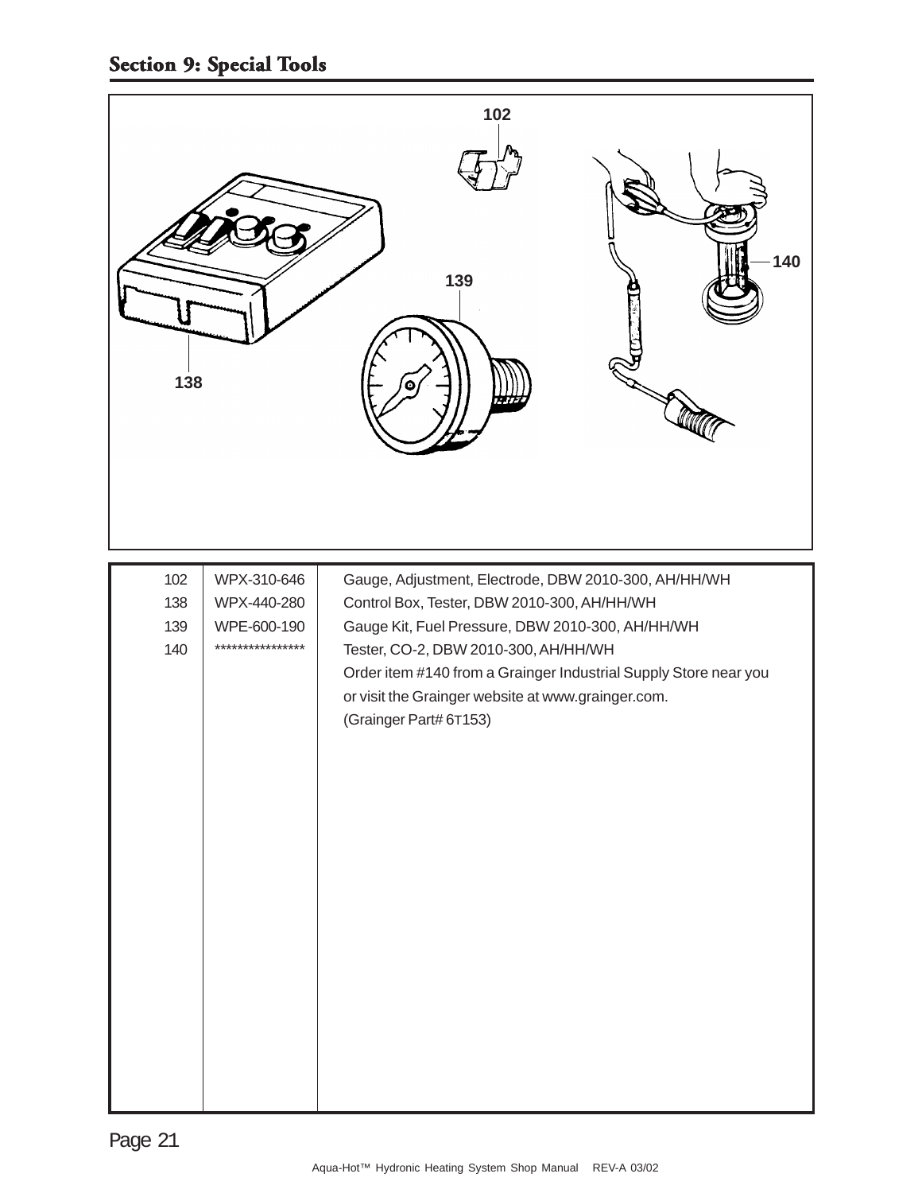## Section 9: Special Tools

| | | |
|---|---|---|
| 102 | WPX-310-646 | Gauge, Adjustment, Electrode, DBW 2010-300, AH/HH/WH |
| 138 | WPX-440-280 | Control Box, Tester, DBW 2010-300, AH/HH/WH |
| 139 | WPE-600-190 | Gauge Kit, Fuel Pressure, DBW 2010-300, AH/HH/WH |
| 140 | **************** | Tester, CO-2, DBW 2010-300, AH/HH/WH<br>Order item #140 from a Grainger Industrial Supply Store near you or visit the Grainger website at www.grainger.com.<br>(Grainger Part# 6T153) |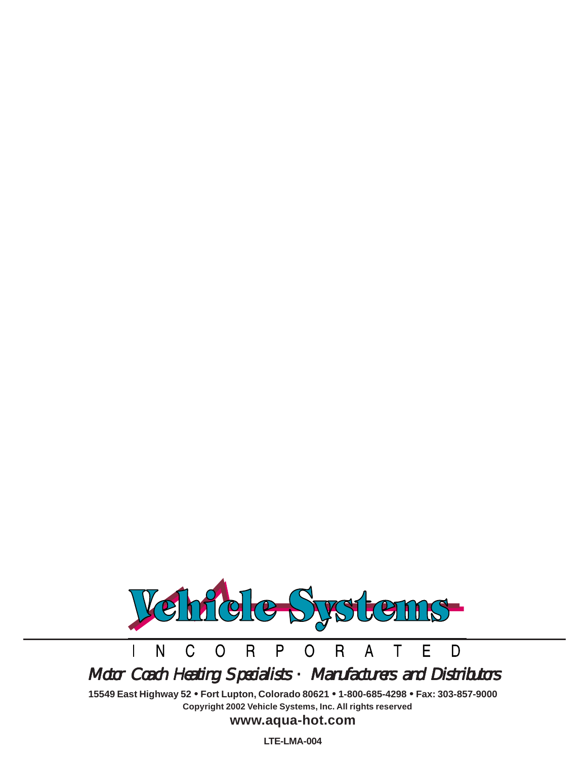Vehicle Systems

I N C O R P O R A T E D

*Motor Coach Heating Specialists · Manufacturers and Distributors*

**15549 East Highway 52 • Fort Lupton, Colorado 80621 • 1-800-685-4298 • Fax: 303-857-9000**

**Copyright 2002 Vehicle Systems, Inc. All rights reserved**

**www.aqua-hot.com**

**LTE-LMA-004**